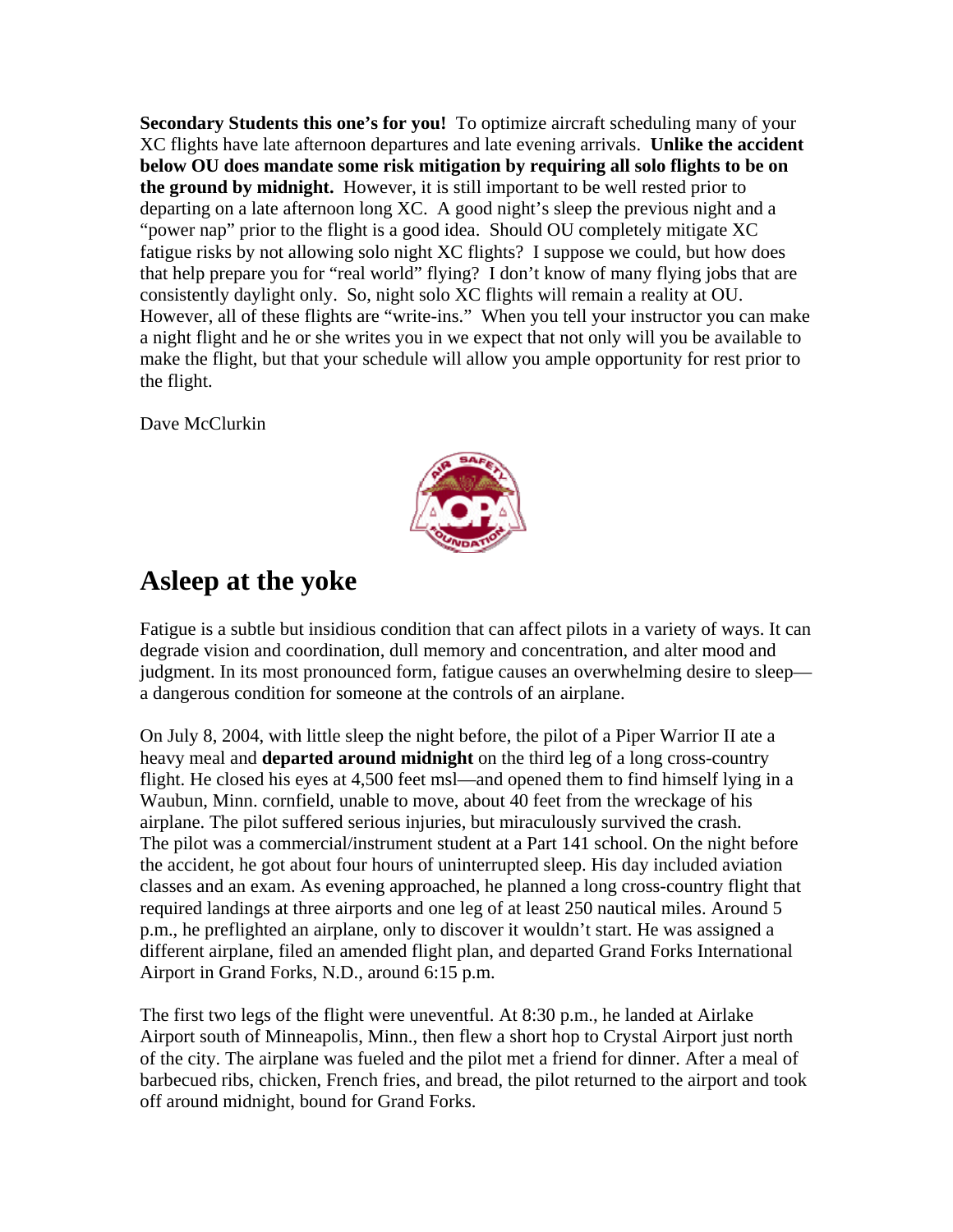**Secondary Students this one's for you!** To optimize aircraft scheduling many of your XC flights have late afternoon departures and late evening arrivals. **Unlike the accident below OU does mandate some risk mitigation by requiring all solo flights to be on the ground by midnight.** However, it is still important to be well rested prior to departing on a late afternoon long XC. A good night's sleep the previous night and a "power nap" prior to the flight is a good idea. Should OU completely mitigate XC fatigue risks by not allowing solo night XC flights? I suppose we could, but how does that help prepare you for "real world" flying? I don't know of many flying jobs that are consistently daylight only. So, night solo XC flights will remain a reality at OU. However, all of these flights are "write-ins." When you tell your instructor you can make a night flight and he or she writes you in we expect that not only will you be available to make the flight, but that your schedule will allow you ample opportunity for rest prior to the flight.

Dave McClurkin

# Asleep at the yoke

Fatigue is a subtle but insidious condition that can affect pilots in a variety of ways. It can degrade vision and coordination, dull memory and concentration, and alter mood and judgment. In its most pronounced form, fatigue causes an overwhelming desire to sleep—a dangerous condition for someone at the controls of an airplane.

On July 8, 2004, with little sleep the night before, the pilot of a Piper Warrior II ate a heavy meal and **departed around midnight** on the third leg of a long cross-country flight. He closed his eyes at 4,500 feet msl—and opened them to find himself lying in a Waubun, Minn. cornfield, unable to move, about 40 feet from the wreckage of his airplane. The pilot suffered serious injuries, but miraculously survived the crash. The pilot was a commercial/instrument student at a Part 141 school. On the night before the accident, he got about four hours of uninterrupted sleep. His day included aviation classes and an exam. As evening approached, he planned a long cross-country flight that required landings at three airports and one leg of at least 250 nautical miles. Around 5 p.m., he preflighted an airplane, only to discover it wouldn't start. He was assigned a different airplane, filed an amended flight plan, and departed Grand Forks International Airport in Grand Forks, N.D., around 6:15 p.m.

The first two legs of the flight were uneventful. At 8:30 p.m., he landed at Airlake Airport south of Minneapolis, Minn., then flew a short hop to Crystal Airport just north of the city. The airplane was fueled and the pilot met a friend for dinner. After a meal of barbecued ribs, chicken, French fries, and bread, the pilot returned to the airport and took off around midnight, bound for Grand Forks.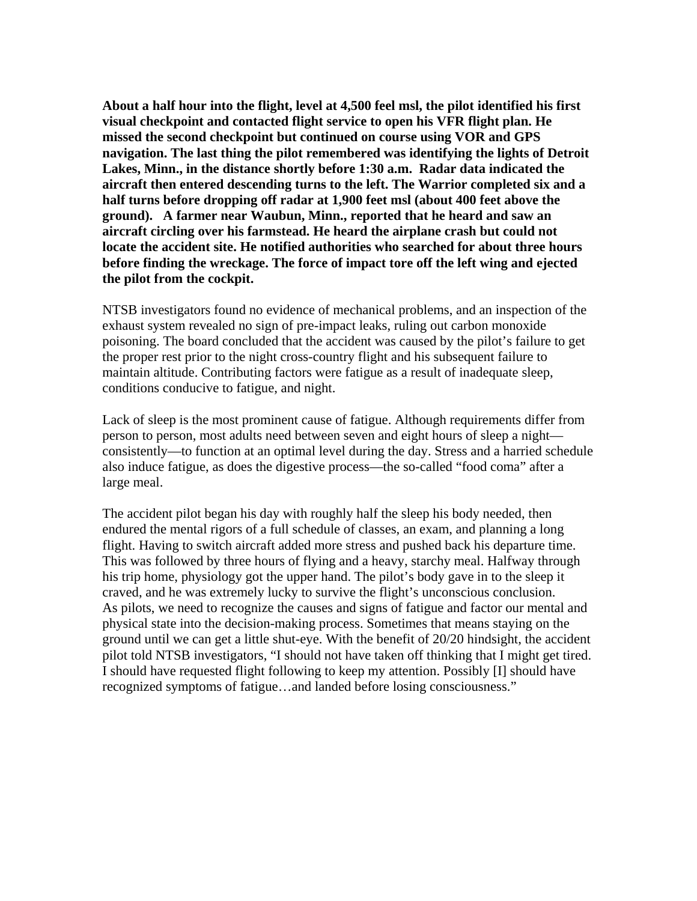**About a half hour into the flight, level at 4,500 feel msl, the pilot identified his first visual checkpoint and contacted flight service to open his VFR flight plan. He missed the second checkpoint but continued on course using VOR and GPS navigation. The last thing the pilot remembered was identifying the lights of Detroit Lakes, Minn., in the distance shortly before 1:30 a.m. Radar data indicated the aircraft then entered descending turns to the left. The Warrior completed six and a half turns before dropping off radar at 1,900 feet msl (about 400 feet above the ground). A farmer near Waubun, Minn., reported that he heard and saw an aircraft circling over his farmstead. He heard the airplane crash but could not locate the accident site. He notified authorities who searched for about three hours before finding the wreckage. The force of impact tore off the left wing and ejected the pilot from the cockpit.**

NTSB investigators found no evidence of mechanical problems, and an inspection of the exhaust system revealed no sign of pre-impact leaks, ruling out carbon monoxide poisoning. The board concluded that the accident was caused by the pilot's failure to get the proper rest prior to the night cross-country flight and his subsequent failure to maintain altitude. Contributing factors were fatigue as a result of inadequate sleep, conditions conducive to fatigue, and night.

Lack of sleep is the most prominent cause of fatigue. Although requirements differ from person to person, most adults need between seven and eight hours of sleep a night—consistently—to function at an optimal level during the day. Stress and a harried schedule also induce fatigue, as does the digestive process—the so-called "food coma" after a large meal.

The accident pilot began his day with roughly half the sleep his body needed, then endured the mental rigors of a full schedule of classes, an exam, and planning a long flight. Having to switch aircraft added more stress and pushed back his departure time. This was followed by three hours of flying and a heavy, starchy meal. Halfway through his trip home, physiology got the upper hand. The pilot's body gave in to the sleep it craved, and he was extremely lucky to survive the flight's unconscious conclusion.
As pilots, we need to recognize the causes and signs of fatigue and factor our mental and physical state into the decision-making process. Sometimes that means staying on the ground until we can get a little shut-eye. With the benefit of 20/20 hindsight, the accident pilot told NTSB investigators, "I should not have taken off thinking that I might get tired. I should have requested flight following to keep my attention. Possibly [I] should have recognized symptoms of fatigue…and landed before losing consciousness."